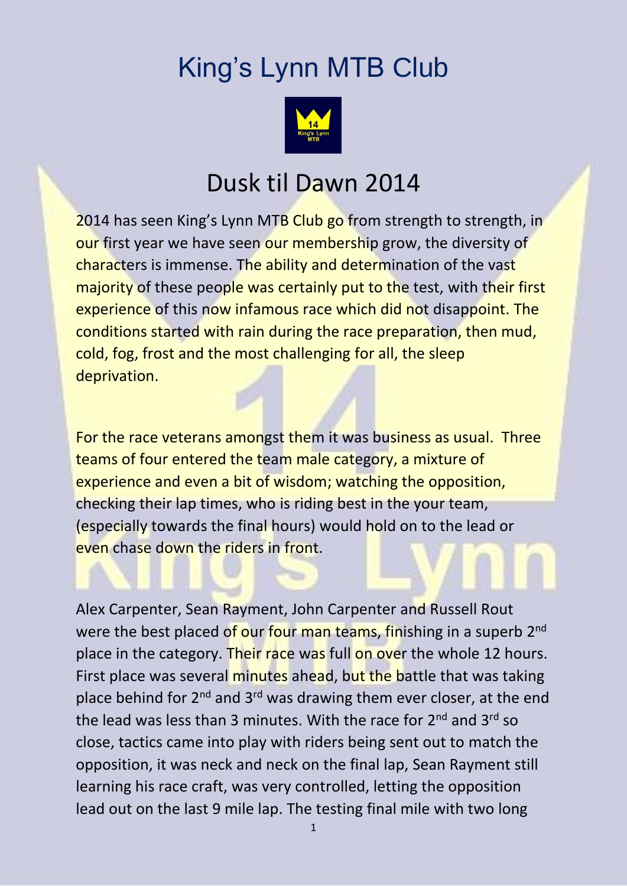# King's Lynn MTB Club

## Dusk til Dawn 2014

2014 has seen King's Lynn MTB Club go from strength to strength, in our first year we have seen our membership grow, the diversity of characters is immense. The ability and determination of the vast majority of these people was certainly put to the test, with their first experience of this now infamous race which did not disappoint. The conditions started with rain during the race preparation, then mud, cold, fog, frost and the most challenging for all, the sleep deprivation.

For the race veterans amongst them it was business as usual. Three teams of four entered the team male category, a mixture of experience and even a bit of wisdom; watching the opposition, checking their lap times, who is riding best in the your team, (especially towards the final hours) would hold on to the lead or even chase down the riders in front.

Alex Carpenter, Sean Rayment, John Carpenter and Russell Rout were the best placed of our four man teams, finishing in a superb 2nd place in the category. Their race was full on over the whole 12 hours. First place was several minutes ahead, but the battle that was taking place behind for 2nd and 3rd was drawing them ever closer, at the end the lead was less than 3 minutes. With the race for 2nd and 3rd so close, tactics came into play with riders being sent out to match the opposition, it was neck and neck on the final lap, Sean Rayment still learning his race craft, was very controlled, letting the opposition lead out on the last 9 mile lap. The testing final mile with two long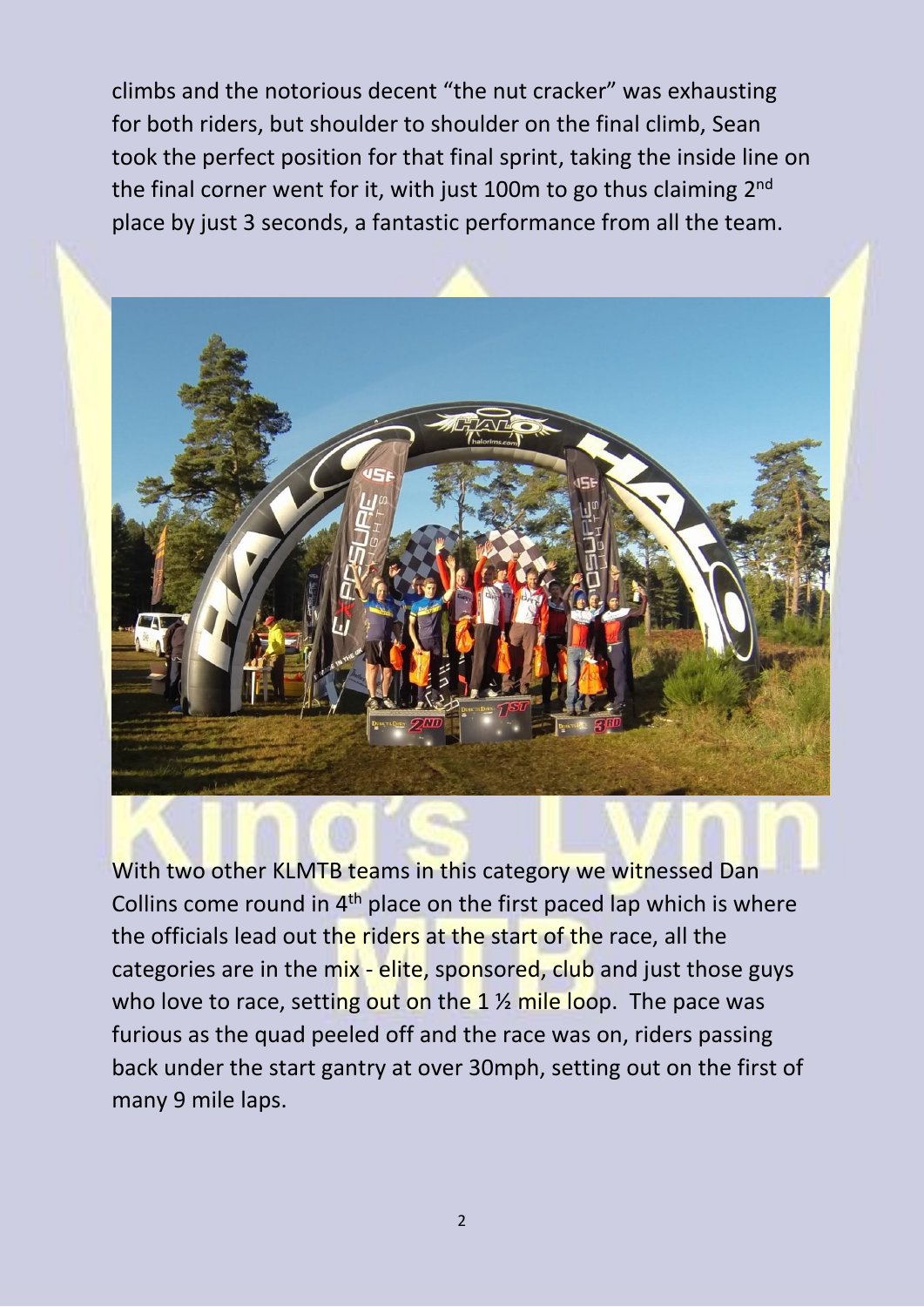climbs and the notorious decent "the nut cracker" was exhausting for both riders, but shoulder to shoulder on the final climb, Sean took the perfect position for that final sprint, taking the inside line on the final corner went for it, with just 100m to go thus claiming 2nd place by just 3 seconds, a fantastic performance from all the team.

With two other KLMTB teams in this category we witnessed Dan Collins come round in 4th place on the first paced lap which is where the officials lead out the riders at the start of the race, all the categories are in the mix - elite, sponsored, club and just those guys who love to race, setting out on the 1 ½ mile loop. The pace was furious as the quad peeled off and the race was on, riders passing back under the start gantry at over 30mph, setting out on the first of many 9 mile laps.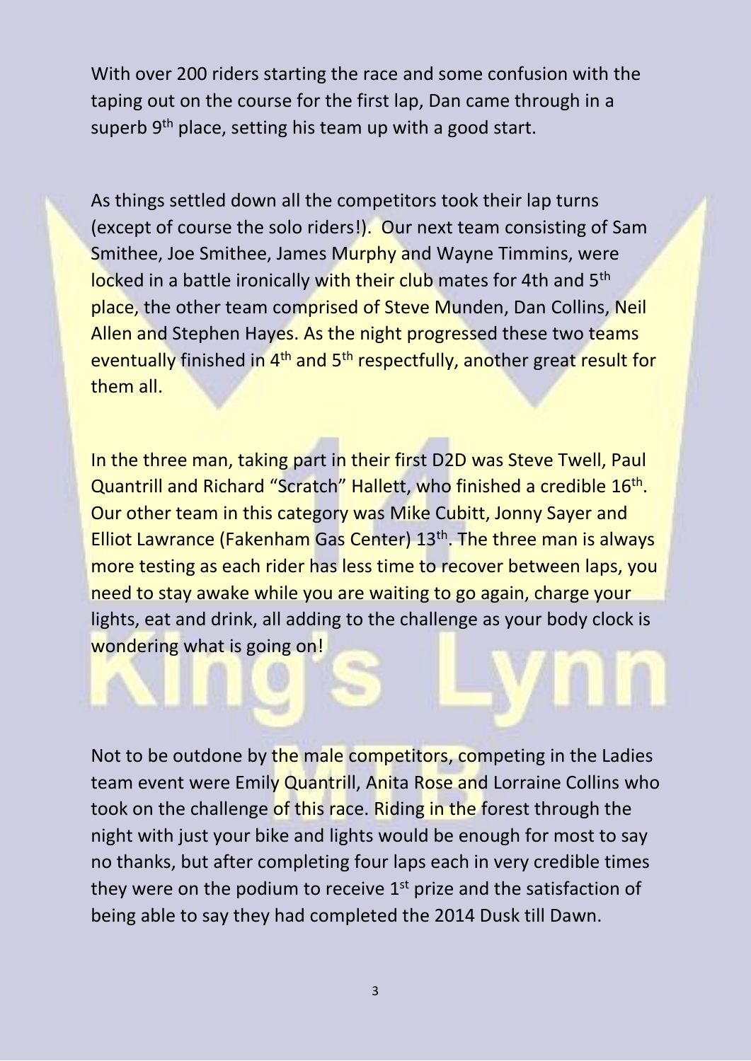With over 200 riders starting the race and some confusion with the taping out on the course for the first lap, Dan came through in a superb 9th place, setting his team up with a good start.

As things settled down all the competitors took their lap turns (except of course the solo riders!). Our next team consisting of Sam Smithee, Joe Smithee, James Murphy and Wayne Timmins, were locked in a battle ironically with their club mates for 4th and 5th place, the other team comprised of Steve Munden, Dan Collins, Neil Allen and Stephen Hayes. As the night progressed these two teams eventually finished in 4th and 5th respectfully, another great result for them all.

In the three man, taking part in their first D2D was Steve Twell, Paul Quantrill and Richard "Scratch" Hallett, who finished a credible 16th. Our other team in this category was Mike Cubitt, Jonny Sayer and Elliot Lawrance (Fakenham Gas Center) 13th. The three man is always more testing as each rider has less time to recover between laps, you need to stay awake while you are waiting to go again, charge your lights, eat and drink, all adding to the challenge as your body clock is wondering what is going on!

Not to be outdone by the male competitors, competing in the Ladies team event were Emily Quantrill, Anita Rose and Lorraine Collins who took on the challenge of this race. Riding in the forest through the night with just your bike and lights would be enough for most to say no thanks, but after completing four laps each in very credible times they were on the podium to receive 1st prize and the satisfaction of being able to say they had completed the 2014 Dusk till Dawn.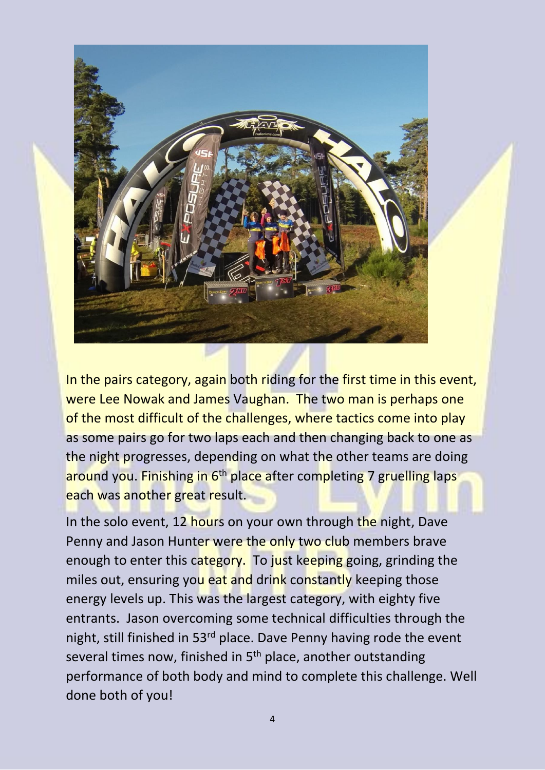In the pairs category, again both riding for the first time in this event, were Lee Nowak and James Vaughan. The two man is perhaps one of the most difficult of the challenges, where tactics come into play as some pairs go for two laps each and then changing back to one as the night progresses, depending on what the other teams are doing around you. Finishing in 6th place after completing 7 gruelling laps each was another great result.

In the solo event, 12 hours on your own through the night, Dave Penny and Jason Hunter were the only two club members brave enough to enter this category. To just keeping going, grinding the miles out, ensuring you eat and drink constantly keeping those energy levels up. This was the largest category, with eighty five entrants. Jason overcoming some technical difficulties through the night, still finished in 53rd place. Dave Penny having rode the event several times now, finished in 5th place, another outstanding performance of both body and mind to complete this challenge. Well done both of you!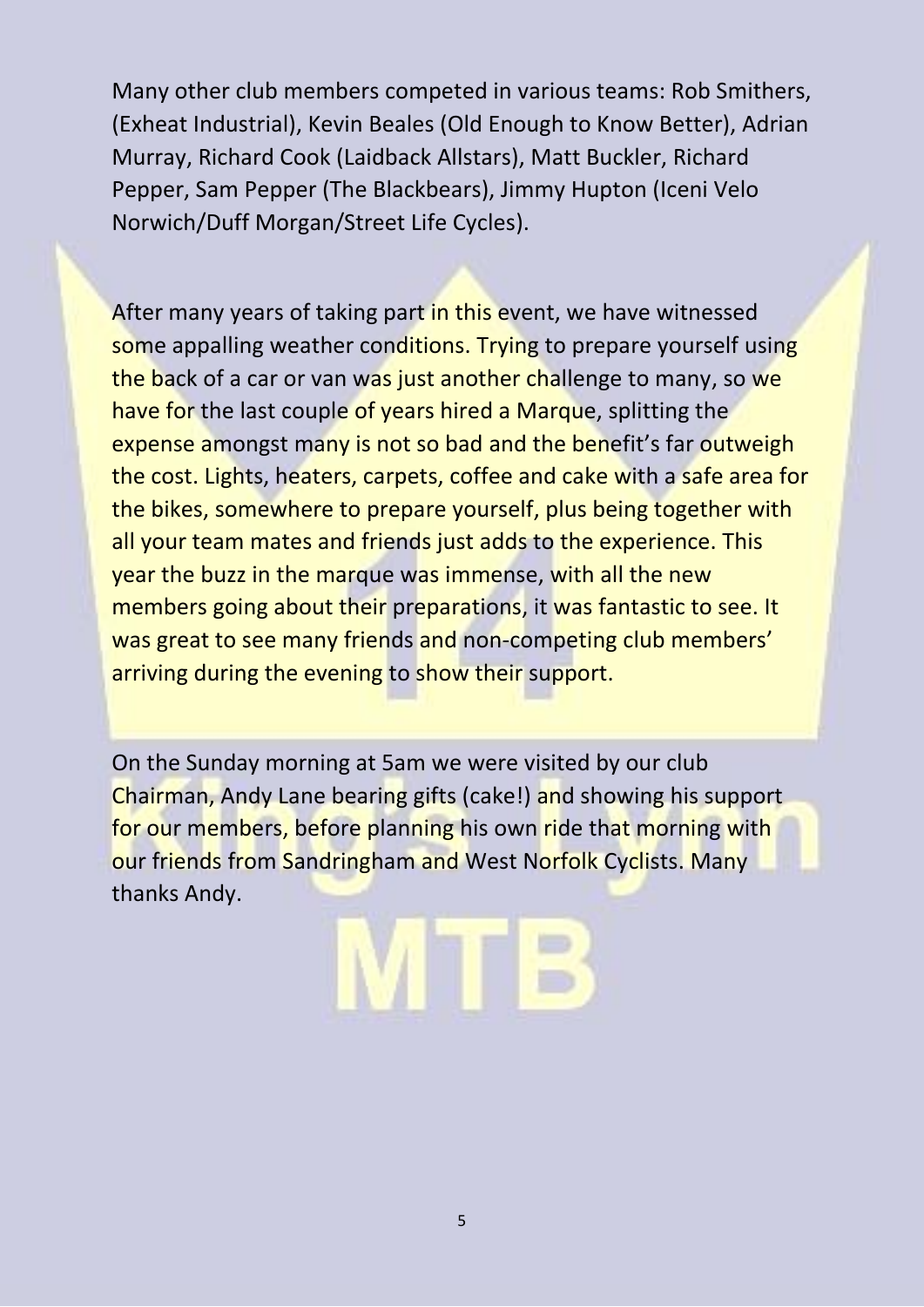Many other club members competed in various teams: Rob Smithers, (Exheat Industrial), Kevin Beales (Old Enough to Know Better), Adrian Murray, Richard Cook (Laidback Allstars), Matt Buckler, Richard Pepper, Sam Pepper (The Blackbears), Jimmy Hupton (Iceni Velo Norwich/Duff Morgan/Street Life Cycles).

After many years of taking part in this event, we have witnessed some appalling weather conditions. Trying to prepare yourself using the back of a car or van was just another challenge to many, so we have for the last couple of years hired a Marque, splitting the expense amongst many is not so bad and the benefit's far outweigh the cost. Lights, heaters, carpets, coffee and cake with a safe area for the bikes, somewhere to prepare yourself, plus being together with all your team mates and friends just adds to the experience. This year the buzz in the marque was immense, with all the new members going about their preparations, it was fantastic to see. It was great to see many friends and non-competing club members' arriving during the evening to show their support.

On the Sunday morning at 5am we were visited by our club Chairman, Andy Lane bearing gifts (cake!) and showing his support for our members, before planning his own ride that morning with our friends from Sandringham and West Norfolk Cyclists. Many thanks Andy.